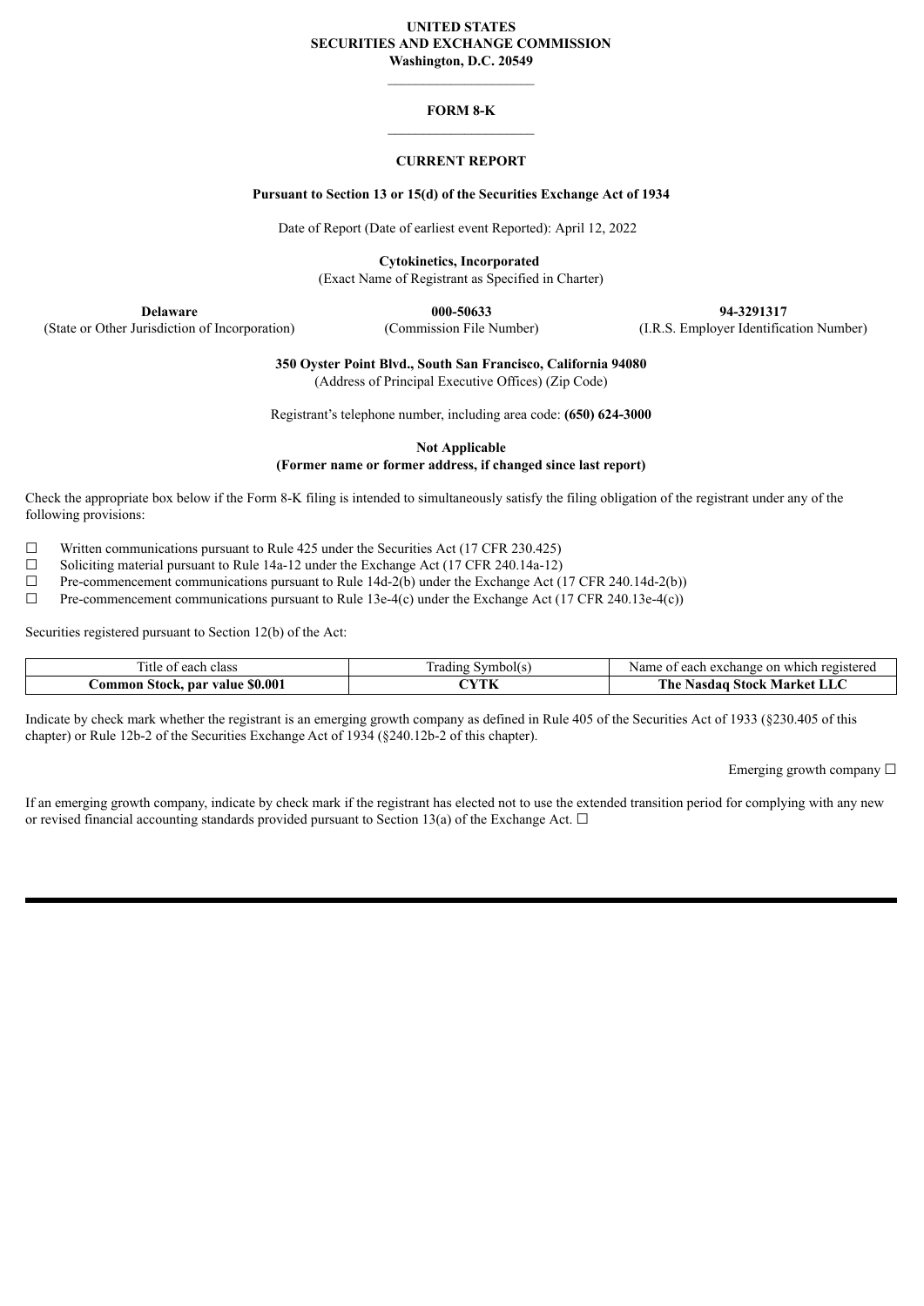**UNITED STATES**
**SECURITIES AND EXCHANGE COMMISSION**
**Washington, D.C. 20549**

---

**FORM 8-K**

---

**CURRENT REPORT**

**Pursuant to Section 13 or 15(d) of the Securities Exchange Act of 1934**

Date of Report (Date of earliest event Reported): April 12, 2022

**Cytokinetics, Incorporated**
(Exact Name of Registrant as Specified in Charter)

| **Delaware** | **000-50633** | **94-3291317** |
|---|---|---|
| (State or Other Jurisdiction of Incorporation) | (Commission File Number) | (I.R.S. Employer Identification Number) |

**350 Oyster Point Blvd., South San Francisco, California 94080**
(Address of Principal Executive Offices) (Zip Code)

Registrant's telephone number, including area code: **(650) 624-3000**

**Not Applicable**
**(Former name or former address, if changed since last report)**

Check the appropriate box below if the Form 8-K filing is intended to simultaneously satisfy the filing obligation of the registrant under any of the following provisions:

☐ Written communications pursuant to Rule 425 under the Securities Act (17 CFR 230.425)
☐ Soliciting material pursuant to Rule 14a-12 under the Exchange Act (17 CFR 240.14a-12)
☐ Pre-commencement communications pursuant to Rule 14d-2(b) under the Exchange Act (17 CFR 240.14d-2(b))
☐ Pre-commencement communications pursuant to Rule 13e-4(c) under the Exchange Act (17 CFR 240.13e-4(c))

Securities registered pursuant to Section 12(b) of the Act:

| Title of each class | Trading Symbol(s) | Name of each exchange on which registered |
|---|---|---|
| **Common Stock, par value $0.001** | **CYTK** | **The Nasdaq Stock Market LLC** |

Indicate by check mark whether the registrant is an emerging growth company as defined in Rule 405 of the Securities Act of 1933 (§230.405 of this chapter) or Rule 12b-2 of the Securities Exchange Act of 1934 (§240.12b-2 of this chapter).

Emerging growth company ☐

If an emerging growth company, indicate by check mark if the registrant has elected not to use the extended transition period for complying with any new or revised financial accounting standards provided pursuant to Section 13(a) of the Exchange Act. ☐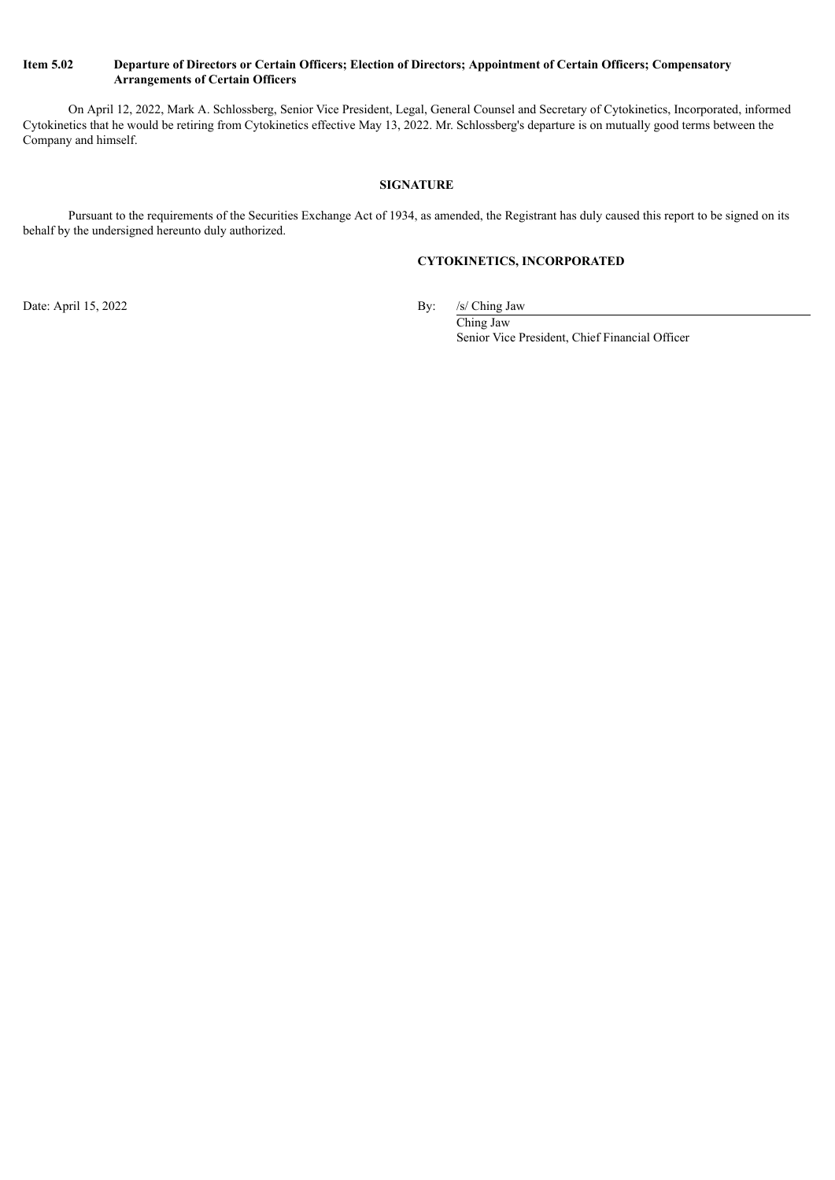**Item 5.02 Departure of Directors or Certain Officers; Election of Directors; Appointment of Certain Officers; Compensatory Arrangements of Certain Officers**

On April 12, 2022, Mark A. Schlossberg, Senior Vice President, Legal, General Counsel and Secretary of Cytokinetics, Incorporated, informed Cytokinetics that he would be retiring from Cytokinetics effective May 13, 2022. Mr. Schlossberg's departure is on mutually good terms between the Company and himself.

**SIGNATURE**

Pursuant to the requirements of the Securities Exchange Act of 1934, as amended, the Registrant has duly caused this report to be signed on its behalf by the undersigned hereunto duly authorized.

**CYTOKINETICS, INCORPORATED**

Date: April 15, 2022

By: /s/ Ching Jaw
Ching Jaw
Senior Vice President, Chief Financial Officer